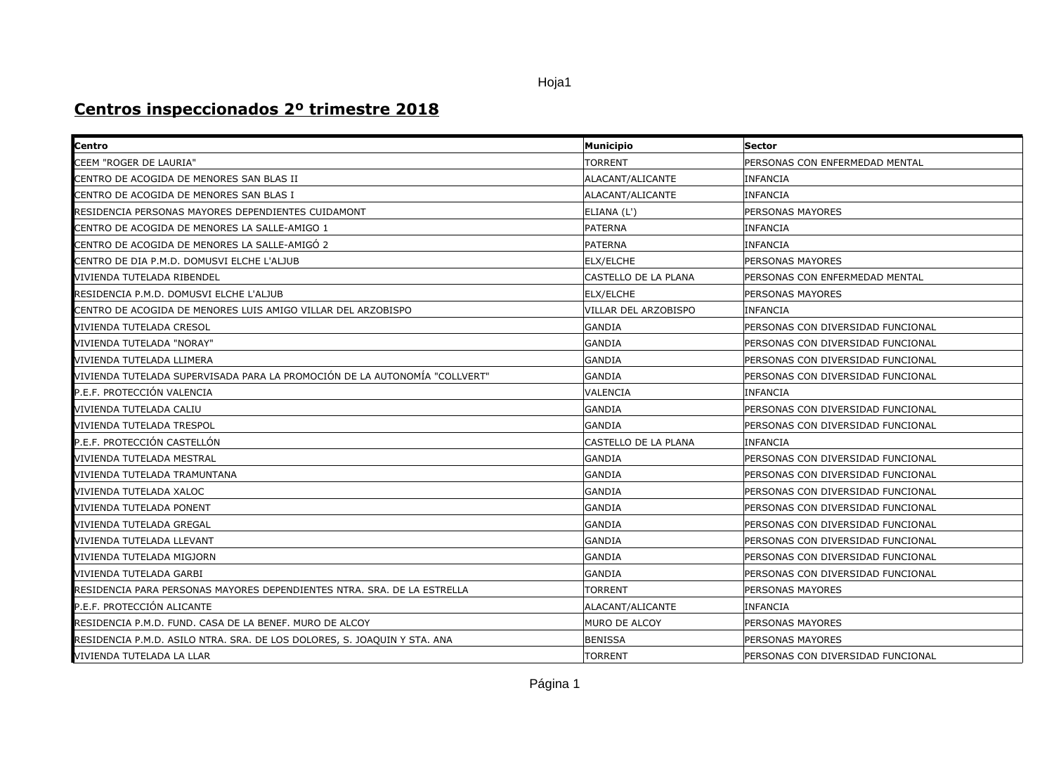## **Centros inspeccionados 2º trimestre 2018**

| Centro | Municipio | Sector |
|---|---|---|
| CEEM "ROGER DE LAURIA" | TORRENT | PERSONAS CON ENFERMEDAD MENTAL |
| CENTRO DE ACOGIDA DE MENORES SAN BLAS II | ALACANT/ALICANTE | INFANCIA |
| CENTRO DE ACOGIDA DE MENORES SAN BLAS I | ALACANT/ALICANTE | INFANCIA |
| RESIDENCIA PERSONAS MAYORES DEPENDIENTES CUIDAMONT | ELIANA (L') | PERSONAS MAYORES |
| CENTRO DE ACOGIDA DE MENORES LA SALLE-AMIGO 1 | PATERNA | INFANCIA |
| CENTRO DE ACOGIDA DE MENORES LA SALLE-AMIGÓ 2 | PATERNA | INFANCIA |
| CENTRO DE DIA P.M.D. DOMUSVI ELCHE L'ALJUB | ELX/ELCHE | PERSONAS MAYORES |
| VIVIENDA TUTELADA RIBENDEL | CASTELLO DE LA PLANA | PERSONAS CON ENFERMEDAD MENTAL |
| RESIDENCIA P.M.D. DOMUSVI ELCHE L'ALJUB | ELX/ELCHE | PERSONAS MAYORES |
| CENTRO DE ACOGIDA DE MENORES LUIS AMIGO VILLAR DEL ARZOBISPO | VILLAR DEL ARZOBISPO | INFANCIA |
| VIVIENDA TUTELADA CRESOL | GANDIA | PERSONAS CON DIVERSIDAD FUNCIONAL |
| VIVIENDA TUTELADA "NORAY" | GANDIA | PERSONAS CON DIVERSIDAD FUNCIONAL |
| VIVIENDA TUTELADA LLIMERA | GANDIA | PERSONAS CON DIVERSIDAD FUNCIONAL |
| VIVIENDA TUTELADA SUPERVISADA PARA LA PROMOCIÓN DE LA AUTONOMÍA "COLLVERT" | GANDIA | PERSONAS CON DIVERSIDAD FUNCIONAL |
| P.E.F. PROTECCIÓN VALENCIA | VALENCIA | INFANCIA |
| VIVIENDA TUTELADA CALIU | GANDIA | PERSONAS CON DIVERSIDAD FUNCIONAL |
| VIVIENDA TUTELADA TRESPOL | GANDIA | PERSONAS CON DIVERSIDAD FUNCIONAL |
| P.E.F. PROTECCIÓN CASTELLÓN | CASTELLO DE LA PLANA | INFANCIA |
| VIVIENDA TUTELADA MESTRAL | GANDIA | PERSONAS CON DIVERSIDAD FUNCIONAL |
| VIVIENDA TUTELADA TRAMUNTANA | GANDIA | PERSONAS CON DIVERSIDAD FUNCIONAL |
| VIVIENDA TUTELADA XALOC | GANDIA | PERSONAS CON DIVERSIDAD FUNCIONAL |
| VIVIENDA TUTELADA PONENT | GANDIA | PERSONAS CON DIVERSIDAD FUNCIONAL |
| VIVIENDA TUTELADA GREGAL | GANDIA | PERSONAS CON DIVERSIDAD FUNCIONAL |
| VIVIENDA TUTELADA LLEVANT | GANDIA | PERSONAS CON DIVERSIDAD FUNCIONAL |
| VIVIENDA TUTELADA MIGJORN | GANDIA | PERSONAS CON DIVERSIDAD FUNCIONAL |
| VIVIENDA TUTELADA GARBI | GANDIA | PERSONAS CON DIVERSIDAD FUNCIONAL |
| RESIDENCIA PARA PERSONAS MAYORES DEPENDIENTES NTRA. SRA. DE LA ESTRELLA | TORRENT | PERSONAS MAYORES |
| P.E.F. PROTECCIÓN ALICANTE | ALACANT/ALICANTE | INFANCIA |
| RESIDENCIA P.M.D. FUND. CASA DE LA BENEF. MURO DE ALCOY | MURO DE ALCOY | PERSONAS MAYORES |
| RESIDENCIA P.M.D. ASILO NTRA. SRA. DE LOS DOLORES, S. JOAQUIN Y STA. ANA | BENISSA | PERSONAS MAYORES |
| VIVIENDA TUTELADA LA LLAR | TORRENT | PERSONAS CON DIVERSIDAD FUNCIONAL |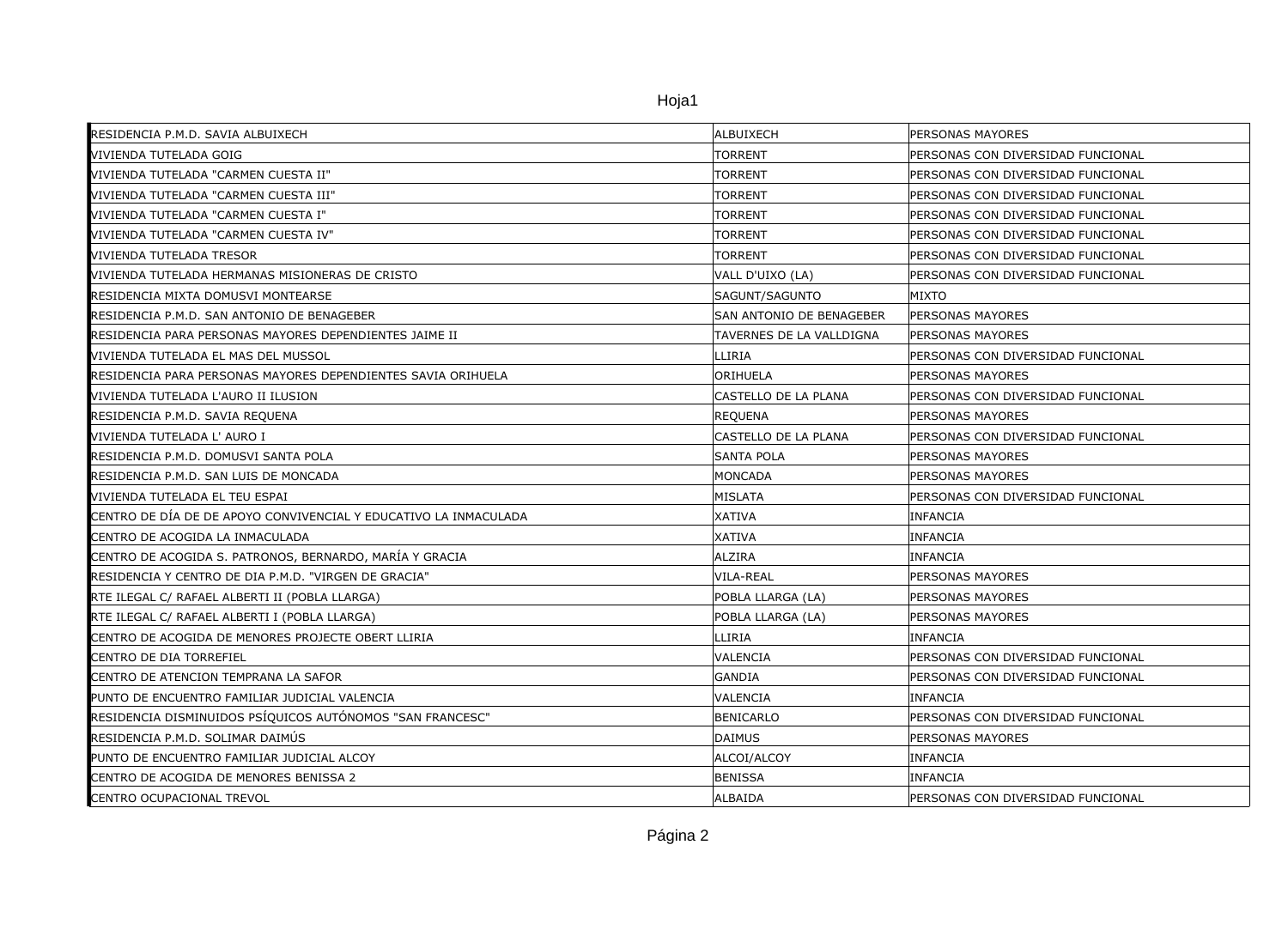| | | |
|---|---|---|
| RESIDENCIA P.M.D. SAVIA ALBUIXECH | ALBUIXECH | PERSONAS MAYORES |
| VIVIENDA TUTELADA GOIG | TORRENT | PERSONAS CON DIVERSIDAD FUNCIONAL |
| VIVIENDA TUTELADA "CARMEN CUESTA II" | TORRENT | PERSONAS CON DIVERSIDAD FUNCIONAL |
| VIVIENDA TUTELADA "CARMEN CUESTA III" | TORRENT | PERSONAS CON DIVERSIDAD FUNCIONAL |
| VIVIENDA TUTELADA "CARMEN CUESTA I" | TORRENT | PERSONAS CON DIVERSIDAD FUNCIONAL |
| VIVIENDA TUTELADA "CARMEN CUESTA IV" | TORRENT | PERSONAS CON DIVERSIDAD FUNCIONAL |
| VIVIENDA TUTELADA TRESOR | TORRENT | PERSONAS CON DIVERSIDAD FUNCIONAL |
| VIVIENDA TUTELADA HERMANAS MISIONERAS DE CRISTO | VALL D'UIXO (LA) | PERSONAS CON DIVERSIDAD FUNCIONAL |
| RESIDENCIA MIXTA DOMUSVI MONTEARSE | SAGUNT/SAGUNTO | MIXTO |
| RESIDENCIA P.M.D. SAN ANTONIO DE BENAGEBER | SAN ANTONIO DE BENAGEBER | PERSONAS MAYORES |
| RESIDENCIA PARA PERSONAS MAYORES DEPENDIENTES JAIME II | TAVERNES DE LA VALLDIGNA | PERSONAS MAYORES |
| VIVIENDA TUTELADA EL MAS DEL MUSSOL | LLIRIA | PERSONAS CON DIVERSIDAD FUNCIONAL |
| RESIDENCIA PARA PERSONAS MAYORES DEPENDIENTES SAVIA ORIHUELA | ORIHUELA | PERSONAS MAYORES |
| VIVIENDA TUTELADA L'AURO II ILUSION | CASTELLO DE LA PLANA | PERSONAS CON DIVERSIDAD FUNCIONAL |
| RESIDENCIA P.M.D. SAVIA REQUENA | REQUENA | PERSONAS MAYORES |
| VIVIENDA TUTELADA L' AURO I | CASTELLO DE LA PLANA | PERSONAS CON DIVERSIDAD FUNCIONAL |
| RESIDENCIA P.M.D. DOMUSVI SANTA POLA | SANTA POLA | PERSONAS MAYORES |
| RESIDENCIA P.M.D. SAN LUIS DE MONCADA | MONCADA | PERSONAS MAYORES |
| VIVIENDA TUTELADA EL TEU ESPAI | MISLATA | PERSONAS CON DIVERSIDAD FUNCIONAL |
| CENTRO DE DÍA DE DE APOYO CONVIVENCIAL Y EDUCATIVO LA INMACULADA | XATIVA | INFANCIA |
| CENTRO DE ACOGIDA LA INMACULADA | XATIVA | INFANCIA |
| CENTRO DE ACOGIDA S. PATRONOS, BERNARDO, MARÍA Y GRACIA | ALZIRA | INFANCIA |
| RESIDENCIA Y CENTRO DE DIA P.M.D. "VIRGEN DE GRACIA" | VILA-REAL | PERSONAS MAYORES |
| RTE ILEGAL C/ RAFAEL ALBERTI II (POBLA LLARGA) | POBLA LLARGA (LA) | PERSONAS MAYORES |
| RTE ILEGAL C/ RAFAEL ALBERTI I (POBLA LLARGA) | POBLA LLARGA (LA) | PERSONAS MAYORES |
| CENTRO DE ACOGIDA DE MENORES PROJECTE OBERT LLIRIA | LLIRIA | INFANCIA |
| CENTRO DE DIA TORREFIEL | VALENCIA | PERSONAS CON DIVERSIDAD FUNCIONAL |
| CENTRO DE ATENCION TEMPRANA LA SAFOR | GANDIA | PERSONAS CON DIVERSIDAD FUNCIONAL |
| PUNTO DE ENCUENTRO FAMILIAR JUDICIAL VALENCIA | VALENCIA | INFANCIA |
| RESIDENCIA DISMINUIDOS PSÍQUICOS AUTÓNOMOS "SAN FRANCESC" | BENICARLO | PERSONAS CON DIVERSIDAD FUNCIONAL |
| RESIDENCIA P.M.D. SOLIMAR DAIMÚS | DAIMUS | PERSONAS MAYORES |
| PUNTO DE ENCUENTRO FAMILIAR JUDICIAL ALCOY | ALCOI/ALCOY | INFANCIA |
| CENTRO DE ACOGIDA DE MENORES BENISSA 2 | BENISSA | INFANCIA |
| CENTRO OCUPACIONAL TREVOL | ALBAIDA | PERSONAS CON DIVERSIDAD FUNCIONAL |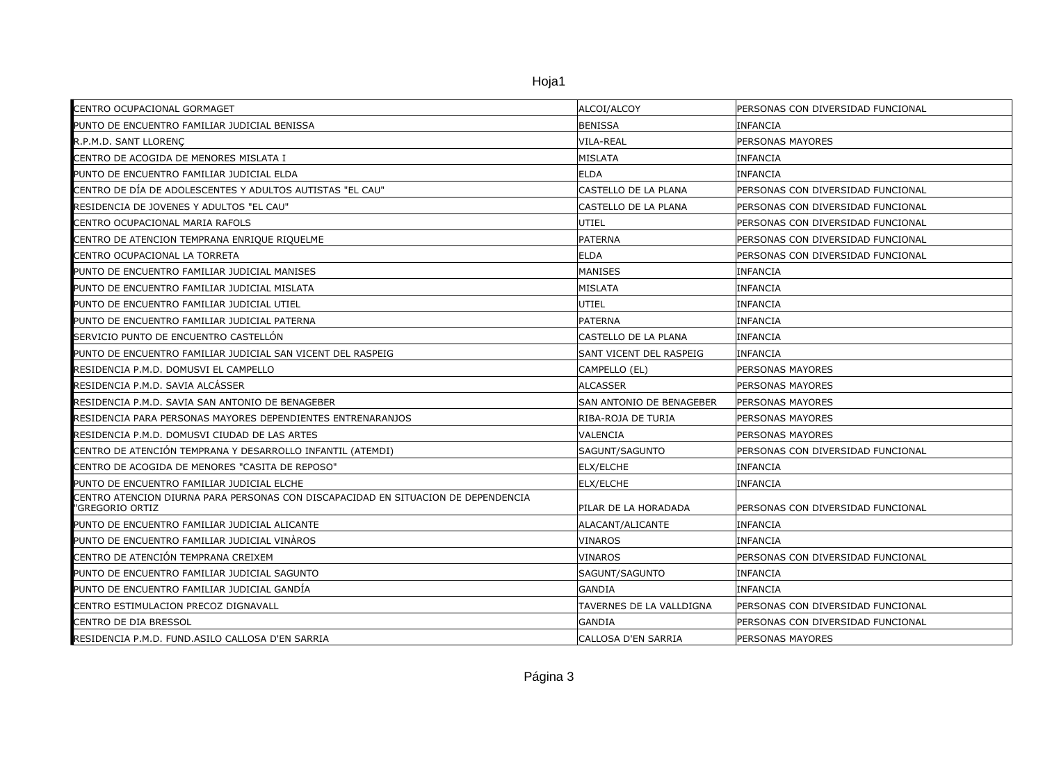| | | |
|---|---|---|
| CENTRO OCUPACIONAL GORMAGET | ALCOI/ALCOY | PERSONAS CON DIVERSIDAD FUNCIONAL |
| PUNTO DE ENCUENTRO FAMILIAR JUDICIAL BENISSA | BENISSA | INFANCIA |
| R.P.M.D. SANT LLORENÇ | VILA-REAL | PERSONAS MAYORES |
| CENTRO DE ACOGIDA DE MENORES MISLATA I | MISLATA | INFANCIA |
| PUNTO DE ENCUENTRO FAMILIAR JUDICIAL ELDA | ELDA | INFANCIA |
| CENTRO DE DÍA DE ADOLESCENTES Y ADULTOS AUTISTAS "EL CAU" | CASTELLO DE LA PLANA | PERSONAS CON DIVERSIDAD FUNCIONAL |
| RESIDENCIA DE JOVENES Y ADULTOS "EL CAU" | CASTELLO DE LA PLANA | PERSONAS CON DIVERSIDAD FUNCIONAL |
| CENTRO OCUPACIONAL MARIA RAFOLS | UTIEL | PERSONAS CON DIVERSIDAD FUNCIONAL |
| CENTRO DE ATENCION TEMPRANA ENRIQUE RIQUELME | PATERNA | PERSONAS CON DIVERSIDAD FUNCIONAL |
| CENTRO OCUPACIONAL LA TORRETA | ELDA | PERSONAS CON DIVERSIDAD FUNCIONAL |
| PUNTO DE ENCUENTRO FAMILIAR JUDICIAL MANISES | MANISES | INFANCIA |
| PUNTO DE ENCUENTRO FAMILIAR JUDICIAL MISLATA | MISLATA | INFANCIA |
| PUNTO DE ENCUENTRO FAMILIAR JUDICIAL UTIEL | UTIEL | INFANCIA |
| PUNTO DE ENCUENTRO FAMILIAR JUDICIAL PATERNA | PATERNA | INFANCIA |
| SERVICIO PUNTO DE ENCUENTRO CASTELLÓN | CASTELLO DE LA PLANA | INFANCIA |
| PUNTO DE ENCUENTRO FAMILIAR JUDICIAL SAN VICENT DEL RASPEIG | SANT VICENT DEL RASPEIG | INFANCIA |
| RESIDENCIA P.M.D. DOMUSVI EL CAMPELLO | CAMPELLO (EL) | PERSONAS MAYORES |
| RESIDENCIA P.M.D. SAVIA ALCÁSSER | ALCASSER | PERSONAS MAYORES |
| RESIDENCIA P.M.D. SAVIA SAN ANTONIO DE BENAGEBER | SAN ANTONIO DE BENAGEBER | PERSONAS MAYORES |
| RESIDENCIA PARA PERSONAS MAYORES DEPENDIENTES ENTRENARANJOS | RIBA-ROJA DE TURIA | PERSONAS MAYORES |
| RESIDENCIA P.M.D. DOMUSVI CIUDAD DE LAS ARTES | VALENCIA | PERSONAS MAYORES |
| CENTRO DE ATENCIÓN TEMPRANA Y DESARROLLO INFANTIL (ATEMDI) | SAGUNT/SAGUNTO | PERSONAS CON DIVERSIDAD FUNCIONAL |
| CENTRO DE ACOGIDA DE MENORES "CASITA DE REPOSO" | ELX/ELCHE | INFANCIA |
| PUNTO DE ENCUENTRO FAMILIAR JUDICIAL ELCHE | ELX/ELCHE | INFANCIA |
| CENTRO ATENCION DIURNA PARA PERSONAS CON DISCAPACIDAD EN SITUACION DE DEPENDENCIA "GREGORIO ORTIZ | PILAR DE LA HORADADA | PERSONAS CON DIVERSIDAD FUNCIONAL |
| PUNTO DE ENCUENTRO FAMILIAR JUDICIAL ALICANTE | ALACANT/ALICANTE | INFANCIA |
| PUNTO DE ENCUENTRO FAMILIAR JUDICIAL VINÀROS | VINAROS | INFANCIA |
| CENTRO DE ATENCIÓN TEMPRANA CREIXEM | VINAROS | PERSONAS CON DIVERSIDAD FUNCIONAL |
| PUNTO DE ENCUENTRO FAMILIAR JUDICIAL SAGUNTO | SAGUNT/SAGUNTO | INFANCIA |
| PUNTO DE ENCUENTRO FAMILIAR JUDICIAL GANDÍA | GANDIA | INFANCIA |
| CENTRO ESTIMULACION PRECOZ DIGNAVALL | TAVERNES DE LA VALLDIGNA | PERSONAS CON DIVERSIDAD FUNCIONAL |
| CENTRO DE DIA BRESSOL | GANDIA | PERSONAS CON DIVERSIDAD FUNCIONAL |
| RESIDENCIA P.M.D. FUND.ASILO CALLOSA D'EN SARRIA | CALLOSA D'EN SARRIA | PERSONAS MAYORES |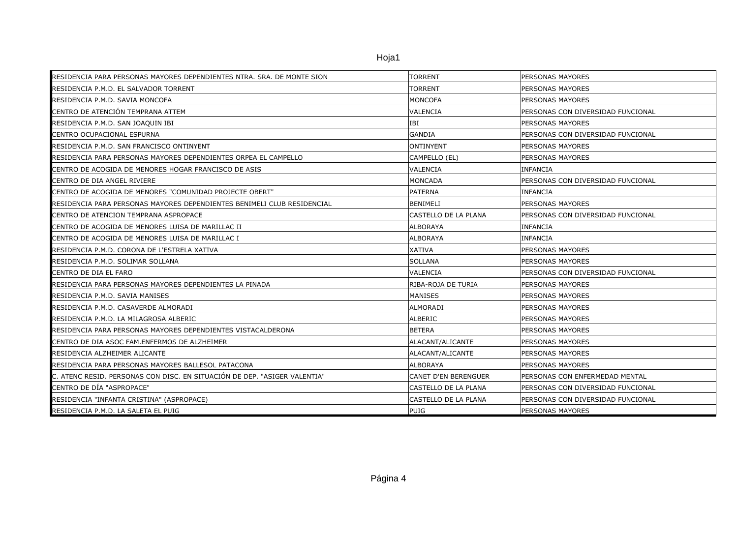| | | |
|---|---|---|
| RESIDENCIA PARA PERSONAS MAYORES DEPENDIENTES NTRA. SRA. DE MONTE SION | TORRENT | PERSONAS MAYORES |
| RESIDENCIA P.M.D. EL SALVADOR TORRENT | TORRENT | PERSONAS MAYORES |
| RESIDENCIA P.M.D. SAVIA MONCOFA | MONCOFA | PERSONAS MAYORES |
| CENTRO DE ATENCIÓN TEMPRANA ATTEM | VALENCIA | PERSONAS CON DIVERSIDAD FUNCIONAL |
| RESIDENCIA P.M.D. SAN JOAQUIN IBI | IBI | PERSONAS MAYORES |
| CENTRO OCUPACIONAL ESPURNA | GANDIA | PERSONAS CON DIVERSIDAD FUNCIONAL |
| RESIDENCIA P.M.D. SAN FRANCISCO ONTINYENT | ONTINYENT | PERSONAS MAYORES |
| RESIDENCIA PARA PERSONAS MAYORES DEPENDIENTES ORPEA EL CAMPELLO | CAMPELLO (EL) | PERSONAS MAYORES |
| CENTRO DE ACOGIDA DE MENORES HOGAR FRANCISCO DE ASIS | VALENCIA | INFANCIA |
| CENTRO DE DIA ANGEL RIVIERE | MONCADA | PERSONAS CON DIVERSIDAD FUNCIONAL |
| CENTRO DE ACOGIDA DE MENORES "COMUNIDAD PROJECTE OBERT" | PATERNA | INFANCIA |
| RESIDENCIA PARA PERSONAS MAYORES DEPENDIENTES BENIMELI CLUB RESIDENCIAL | BENIMELI | PERSONAS MAYORES |
| CENTRO DE ATENCION TEMPRANA ASPROPACE | CASTELLO DE LA PLANA | PERSONAS CON DIVERSIDAD FUNCIONAL |
| CENTRO DE ACOGIDA DE MENORES LUISA DE MARILLAC II | ALBORAYA | INFANCIA |
| CENTRO DE ACOGIDA DE MENORES LUISA DE MARILLAC I | ALBORAYA | INFANCIA |
| RESIDENCIA P.M.D. CORONA DE L'ESTRELA XATIVA | XATIVA | PERSONAS MAYORES |
| RESIDENCIA P.M.D. SOLIMAR SOLLANA | SOLLANA | PERSONAS MAYORES |
| CENTRO DE DIA EL FARO | VALENCIA | PERSONAS CON DIVERSIDAD FUNCIONAL |
| RESIDENCIA PARA PERSONAS MAYORES DEPENDIENTES LA PINADA | RIBA-ROJA DE TURIA | PERSONAS MAYORES |
| RESIDENCIA P.M.D. SAVIA MANISES | MANISES | PERSONAS MAYORES |
| RESIDENCIA P.M.D. CASAVERDE ALMORADI | ALMORADI | PERSONAS MAYORES |
| RESIDENCIA P.M.D. LA MILAGROSA ALBERIC | ALBERIC | PERSONAS MAYORES |
| RESIDENCIA PARA PERSONAS MAYORES DEPENDIENTES VISTACALDERONA | BETERA | PERSONAS MAYORES |
| CENTRO DE DIA ASOC FAM.ENFERMOS DE ALZHEIMER | ALACANT/ALICANTE | PERSONAS MAYORES |
| RESIDENCIA ALZHEIMER ALICANTE | ALACANT/ALICANTE | PERSONAS MAYORES |
| RESIDENCIA PARA PERSONAS MAYORES BALLESOL PATACONA | ALBORAYA | PERSONAS MAYORES |
| C. ATENC RESID. PERSONAS CON DISC. EN SITUACIÓN DE DEP. "ASIGER VALENTIA" | CANET D'EN BERENGUER | PERSONAS CON ENFERMEDAD MENTAL |
| CENTRO DE DÍA "ASPROPACE" | CASTELLO DE LA PLANA | PERSONAS CON DIVERSIDAD FUNCIONAL |
| RESIDENCIA "INFANTA CRISTINA" (ASPROPACE) | CASTELLO DE LA PLANA | PERSONAS CON DIVERSIDAD FUNCIONAL |
| RESIDENCIA P.M.D. LA SALETA EL PUIG | PUIG | PERSONAS MAYORES |